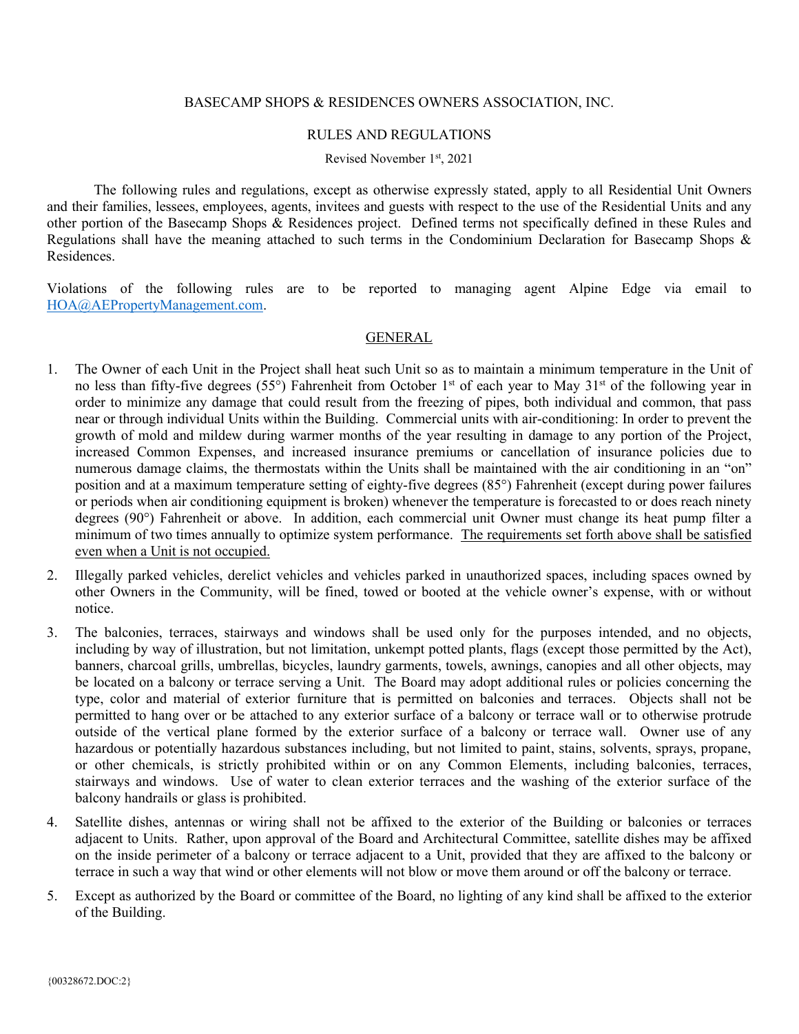BASECAMP SHOPS & RESIDENCES OWNERS ASSOCIATION, INC.

RULES AND REGULATIONS

Revised November 1st, 2021

The following rules and regulations, except as otherwise expressly stated, apply to all Residential Unit Owners and their families, lessees, employees, agents, invitees and guests with respect to the use of the Residential Units and any other portion of the Basecamp Shops & Residences project. Defined terms not specifically defined in these Rules and Regulations shall have the meaning attached to such terms in the Condominium Declaration for Basecamp Shops & Residences.

Violations of the following rules are to be reported to managing agent Alpine Edge via email to HOA@AEPropertyManagement.com.

## GENERAL

1. The Owner of each Unit in the Project shall heat such Unit so as to maintain a minimum temperature in the Unit of no less than fifty-five degrees (55°) Fahrenheit from October 1st of each year to May 31st of the following year in order to minimize any damage that could result from the freezing of pipes, both individual and common, that pass near or through individual Units within the Building. Commercial units with air-conditioning: In order to prevent the growth of mold and mildew during warmer months of the year resulting in damage to any portion of the Project, increased Common Expenses, and increased insurance premiums or cancellation of insurance policies due to numerous damage claims, the thermostats within the Units shall be maintained with the air conditioning in an "on" position and at a maximum temperature setting of eighty-five degrees (85°) Fahrenheit (except during power failures or periods when air conditioning equipment is broken) whenever the temperature is forecasted to or does reach ninety degrees (90°) Fahrenheit or above. In addition, each commercial unit Owner must change its heat pump filter a minimum of two times annually to optimize system performance. <u>The requirements set forth above shall be satisfied even when a Unit is not occupied.</u>

2. Illegally parked vehicles, derelict vehicles and vehicles parked in unauthorized spaces, including spaces owned by other Owners in the Community, will be fined, towed or booted at the vehicle owner's expense, with or without notice.

3. The balconies, terraces, stairways and windows shall be used only for the purposes intended, and no objects, including by way of illustration, but not limitation, unkempt potted plants, flags (except those permitted by the Act), banners, charcoal grills, umbrellas, bicycles, laundry garments, towels, awnings, canopies and all other objects, may be located on a balcony or terrace serving a Unit. The Board may adopt additional rules or policies concerning the type, color and material of exterior furniture that is permitted on balconies and terraces. Objects shall not be permitted to hang over or be attached to any exterior surface of a balcony or terrace wall or to otherwise protrude outside of the vertical plane formed by the exterior surface of a balcony or terrace wall. Owner use of any hazardous or potentially hazardous substances including, but not limited to paint, stains, solvents, sprays, propane, or other chemicals, is strictly prohibited within or on any Common Elements, including balconies, terraces, stairways and windows. Use of water to clean exterior terraces and the washing of the exterior surface of the balcony handrails or glass is prohibited.

4. Satellite dishes, antennas or wiring shall not be affixed to the exterior of the Building or balconies or terraces adjacent to Units. Rather, upon approval of the Board and Architectural Committee, satellite dishes may be affixed on the inside perimeter of a balcony or terrace adjacent to a Unit, provided that they are affixed to the balcony or terrace in such a way that wind or other elements will not blow or move them around or off the balcony or terrace.

5. Except as authorized by the Board or committee of the Board, no lighting of any kind shall be affixed to the exterior of the Building.

{00328672.DOC:2}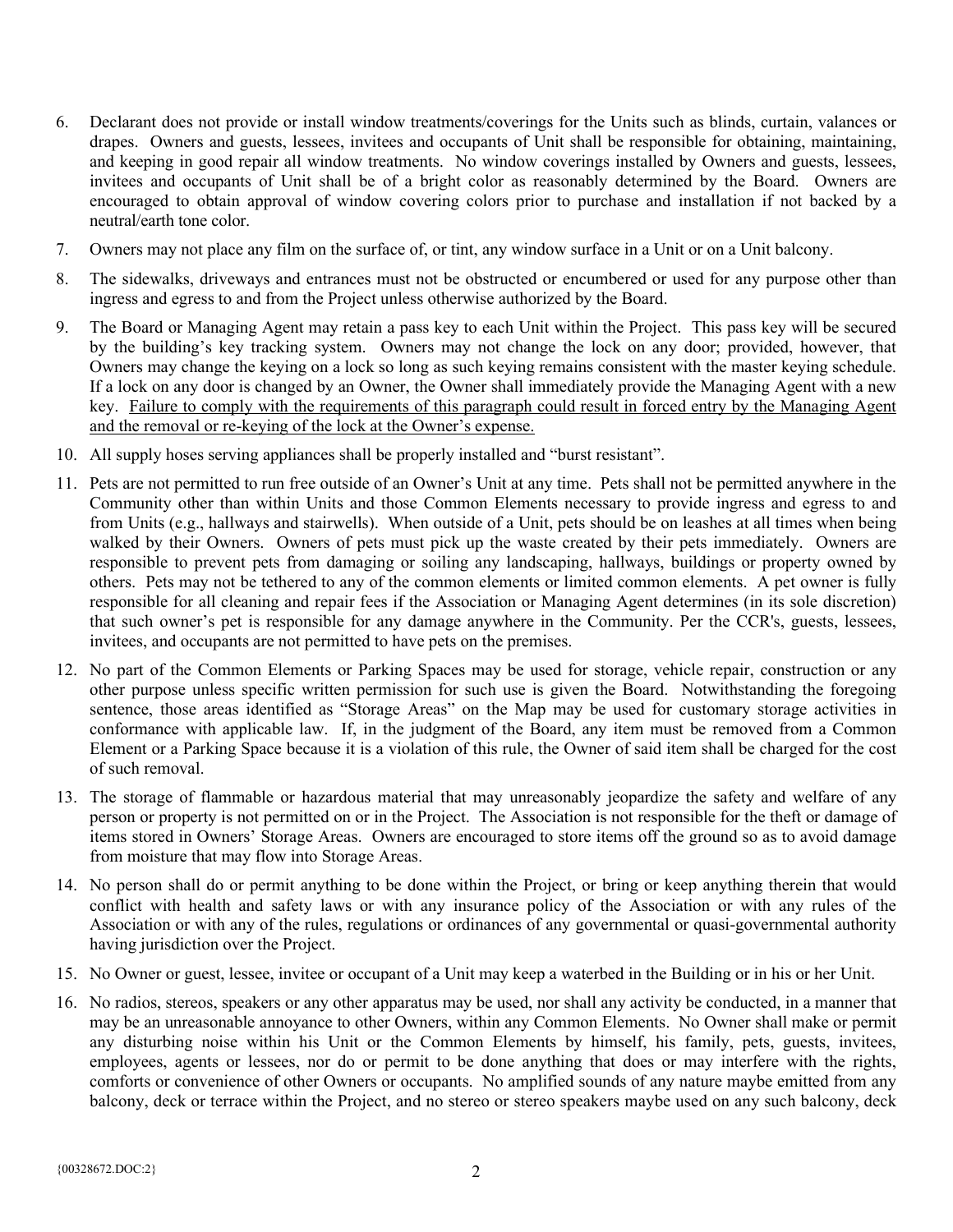6. Declarant does not provide or install window treatments/coverings for the Units such as blinds, curtain, valances or drapes. Owners and guests, lessees, invitees and occupants of Unit shall be responsible for obtaining, maintaining, and keeping in good repair all window treatments. No window coverings installed by Owners and guests, lessees, invitees and occupants of Unit shall be of a bright color as reasonably determined by the Board. Owners are encouraged to obtain approval of window covering colors prior to purchase and installation if not backed by a neutral/earth tone color.

7. Owners may not place any film on the surface of, or tint, any window surface in a Unit or on a Unit balcony.

8. The sidewalks, driveways and entrances must not be obstructed or encumbered or used for any purpose other than ingress and egress to and from the Project unless otherwise authorized by the Board.

9. The Board or Managing Agent may retain a pass key to each Unit within the Project. This pass key will be secured by the building's key tracking system. Owners may not change the lock on any door; provided, however, that Owners may change the keying on a lock so long as such keying remains consistent with the master keying schedule. If a lock on any door is changed by an Owner, the Owner shall immediately provide the Managing Agent with a new key. <u>Failure to comply with the requirements of this paragraph could result in forced entry by the Managing Agent and the removal or re-keying of the lock at the Owner's expense.</u>

10. All supply hoses serving appliances shall be properly installed and "burst resistant".

11. Pets are not permitted to run free outside of an Owner's Unit at any time. Pets shall not be permitted anywhere in the Community other than within Units and those Common Elements necessary to provide ingress and egress to and from Units (e.g., hallways and stairwells). When outside of a Unit, pets should be on leashes at all times when being walked by their Owners. Owners of pets must pick up the waste created by their pets immediately. Owners are responsible to prevent pets from damaging or soiling any landscaping, hallways, buildings or property owned by others. Pets may not be tethered to any of the common elements or limited common elements. A pet owner is fully responsible for all cleaning and repair fees if the Association or Managing Agent determines (in its sole discretion) that such owner's pet is responsible for any damage anywhere in the Community. Per the CCR's, guests, lessees, invitees, and occupants are not permitted to have pets on the premises.

12. No part of the Common Elements or Parking Spaces may be used for storage, vehicle repair, construction or any other purpose unless specific written permission for such use is given the Board. Notwithstanding the foregoing sentence, those areas identified as "Storage Areas" on the Map may be used for customary storage activities in conformance with applicable law. If, in the judgment of the Board, any item must be removed from a Common Element or a Parking Space because it is a violation of this rule, the Owner of said item shall be charged for the cost of such removal.

13. The storage of flammable or hazardous material that may unreasonably jeopardize the safety and welfare of any person or property is not permitted on or in the Project. The Association is not responsible for the theft or damage of items stored in Owners' Storage Areas. Owners are encouraged to store items off the ground so as to avoid damage from moisture that may flow into Storage Areas.

14. No person shall do or permit anything to be done within the Project, or bring or keep anything therein that would conflict with health and safety laws or with any insurance policy of the Association or with any rules of the Association or with any of the rules, regulations or ordinances of any governmental or quasi-governmental authority having jurisdiction over the Project.

15. No Owner or guest, lessee, invitee or occupant of a Unit may keep a waterbed in the Building or in his or her Unit.

16. No radios, stereos, speakers or any other apparatus may be used, nor shall any activity be conducted, in a manner that may be an unreasonable annoyance to other Owners, within any Common Elements. No Owner shall make or permit any disturbing noise within his Unit or the Common Elements by himself, his family, pets, guests, invitees, employees, agents or lessees, nor do or permit to be done anything that does or may interfere with the rights, comforts or convenience of other Owners or occupants. No amplified sounds of any nature maybe emitted from any balcony, deck or terrace within the Project, and no stereo or stereo speakers maybe used on any such balcony, deck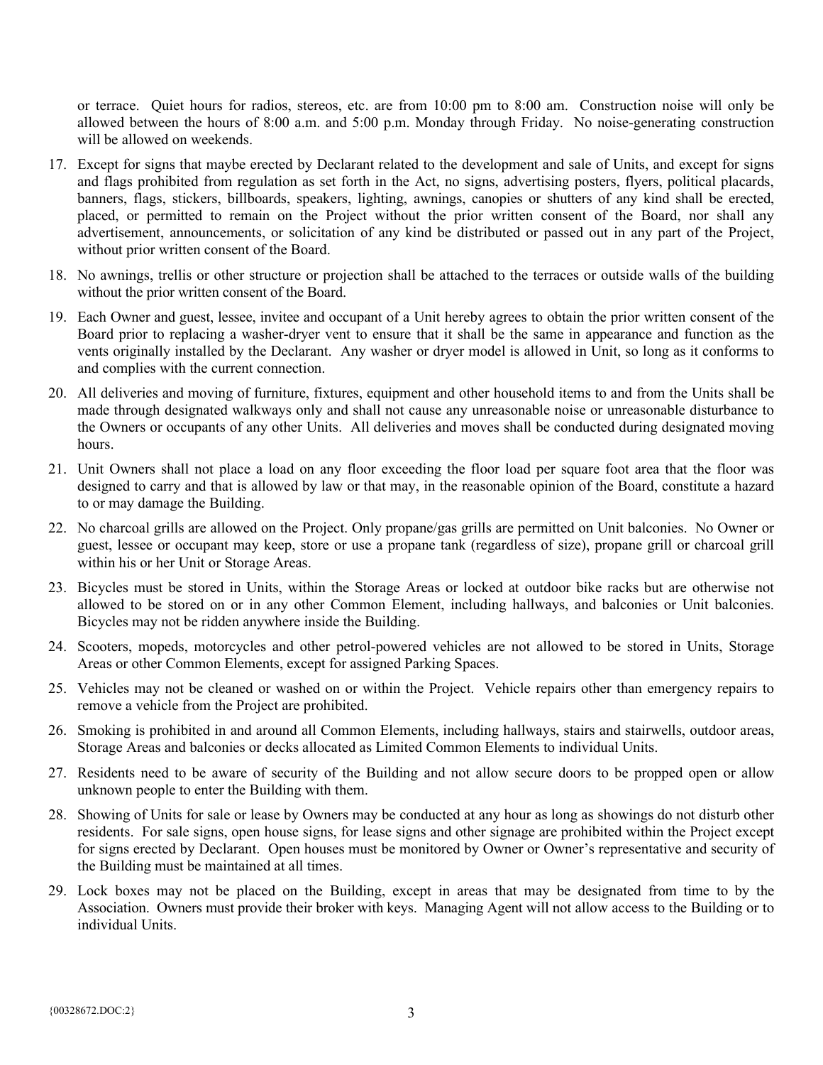or terrace. Quiet hours for radios, stereos, etc. are from 10:00 pm to 8:00 am. Construction noise will only be allowed between the hours of 8:00 a.m. and 5:00 p.m. Monday through Friday. No noise-generating construction will be allowed on weekends.

17. Except for signs that maybe erected by Declarant related to the development and sale of Units, and except for signs and flags prohibited from regulation as set forth in the Act, no signs, advertising posters, flyers, political placards, banners, flags, stickers, billboards, speakers, lighting, awnings, canopies or shutters of any kind shall be erected, placed, or permitted to remain on the Project without the prior written consent of the Board, nor shall any advertisement, announcements, or solicitation of any kind be distributed or passed out in any part of the Project, without prior written consent of the Board.

18. No awnings, trellis or other structure or projection shall be attached to the terraces or outside walls of the building without the prior written consent of the Board.

19. Each Owner and guest, lessee, invitee and occupant of a Unit hereby agrees to obtain the prior written consent of the Board prior to replacing a washer-dryer vent to ensure that it shall be the same in appearance and function as the vents originally installed by the Declarant. Any washer or dryer model is allowed in Unit, so long as it conforms to and complies with the current connection.

20. All deliveries and moving of furniture, fixtures, equipment and other household items to and from the Units shall be made through designated walkways only and shall not cause any unreasonable noise or unreasonable disturbance to the Owners or occupants of any other Units. All deliveries and moves shall be conducted during designated moving hours.

21. Unit Owners shall not place a load on any floor exceeding the floor load per square foot area that the floor was designed to carry and that is allowed by law or that may, in the reasonable opinion of the Board, constitute a hazard to or may damage the Building.

22. No charcoal grills are allowed on the Project. Only propane/gas grills are permitted on Unit balconies. No Owner or guest, lessee or occupant may keep, store or use a propane tank (regardless of size), propane grill or charcoal grill within his or her Unit or Storage Areas.

23. Bicycles must be stored in Units, within the Storage Areas or locked at outdoor bike racks but are otherwise not allowed to be stored on or in any other Common Element, including hallways, and balconies or Unit balconies. Bicycles may not be ridden anywhere inside the Building.

24. Scooters, mopeds, motorcycles and other petrol-powered vehicles are not allowed to be stored in Units, Storage Areas or other Common Elements, except for assigned Parking Spaces.

25. Vehicles may not be cleaned or washed on or within the Project. Vehicle repairs other than emergency repairs to remove a vehicle from the Project are prohibited.

26. Smoking is prohibited in and around all Common Elements, including hallways, stairs and stairwells, outdoor areas, Storage Areas and balconies or decks allocated as Limited Common Elements to individual Units.

27. Residents need to be aware of security of the Building and not allow secure doors to be propped open or allow unknown people to enter the Building with them.

28. Showing of Units for sale or lease by Owners may be conducted at any hour as long as showings do not disturb other residents. For sale signs, open house signs, for lease signs and other signage are prohibited within the Project except for signs erected by Declarant. Open houses must be monitored by Owner or Owner's representative and security of the Building must be maintained at all times.

29. Lock boxes may not be placed on the Building, except in areas that may be designated from time to by the Association. Owners must provide their broker with keys. Managing Agent will not allow access to the Building or to individual Units.

{00328672.DOC:2}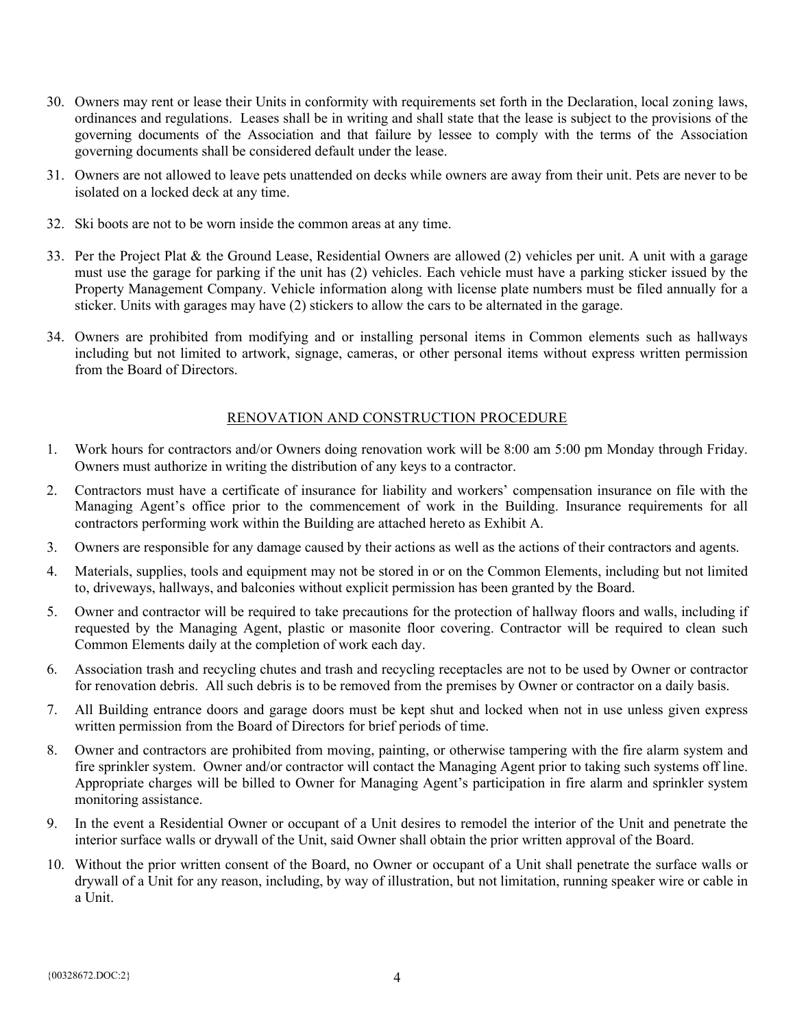30. Owners may rent or lease their Units in conformity with requirements set forth in the Declaration, local zoning laws, ordinances and regulations. Leases shall be in writing and shall state that the lease is subject to the provisions of the governing documents of the Association and that failure by lessee to comply with the terms of the Association governing documents shall be considered default under the lease.

31. Owners are not allowed to leave pets unattended on decks while owners are away from their unit. Pets are never to be isolated on a locked deck at any time.

32. Ski boots are not to be worn inside the common areas at any time.

33. Per the Project Plat & the Ground Lease, Residential Owners are allowed (2) vehicles per unit. A unit with a garage must use the garage for parking if the unit has (2) vehicles. Each vehicle must have a parking sticker issued by the Property Management Company. Vehicle information along with license plate numbers must be filed annually for a sticker. Units with garages may have (2) stickers to allow the cars to be alternated in the garage.

34. Owners are prohibited from modifying and or installing personal items in Common elements such as hallways including but not limited to artwork, signage, cameras, or other personal items without express written permission from the Board of Directors.

## RENOVATION AND CONSTRUCTION PROCEDURE

1. Work hours for contractors and/or Owners doing renovation work will be 8:00 am 5:00 pm Monday through Friday. Owners must authorize in writing the distribution of any keys to a contractor.

2. Contractors must have a certificate of insurance for liability and workers' compensation insurance on file with the Managing Agent's office prior to the commencement of work in the Building. Insurance requirements for all contractors performing work within the Building are attached hereto as Exhibit A.

3. Owners are responsible for any damage caused by their actions as well as the actions of their contractors and agents.

4. Materials, supplies, tools and equipment may not be stored in or on the Common Elements, including but not limited to, driveways, hallways, and balconies without explicit permission has been granted by the Board.

5. Owner and contractor will be required to take precautions for the protection of hallway floors and walls, including if requested by the Managing Agent, plastic or masonite floor covering. Contractor will be required to clean such Common Elements daily at the completion of work each day.

6. Association trash and recycling chutes and trash and recycling receptacles are not to be used by Owner or contractor for renovation debris. All such debris is to be removed from the premises by Owner or contractor on a daily basis.

7. All Building entrance doors and garage doors must be kept shut and locked when not in use unless given express written permission from the Board of Directors for brief periods of time.

8. Owner and contractors are prohibited from moving, painting, or otherwise tampering with the fire alarm system and fire sprinkler system. Owner and/or contractor will contact the Managing Agent prior to taking such systems off line. Appropriate charges will be billed to Owner for Managing Agent's participation in fire alarm and sprinkler system monitoring assistance.

9. In the event a Residential Owner or occupant of a Unit desires to remodel the interior of the Unit and penetrate the interior surface walls or drywall of the Unit, said Owner shall obtain the prior written approval of the Board.

10. Without the prior written consent of the Board, no Owner or occupant of a Unit shall penetrate the surface walls or drywall of a Unit for any reason, including, by way of illustration, but not limitation, running speaker wire or cable in a Unit.

{00328672.DOC:2}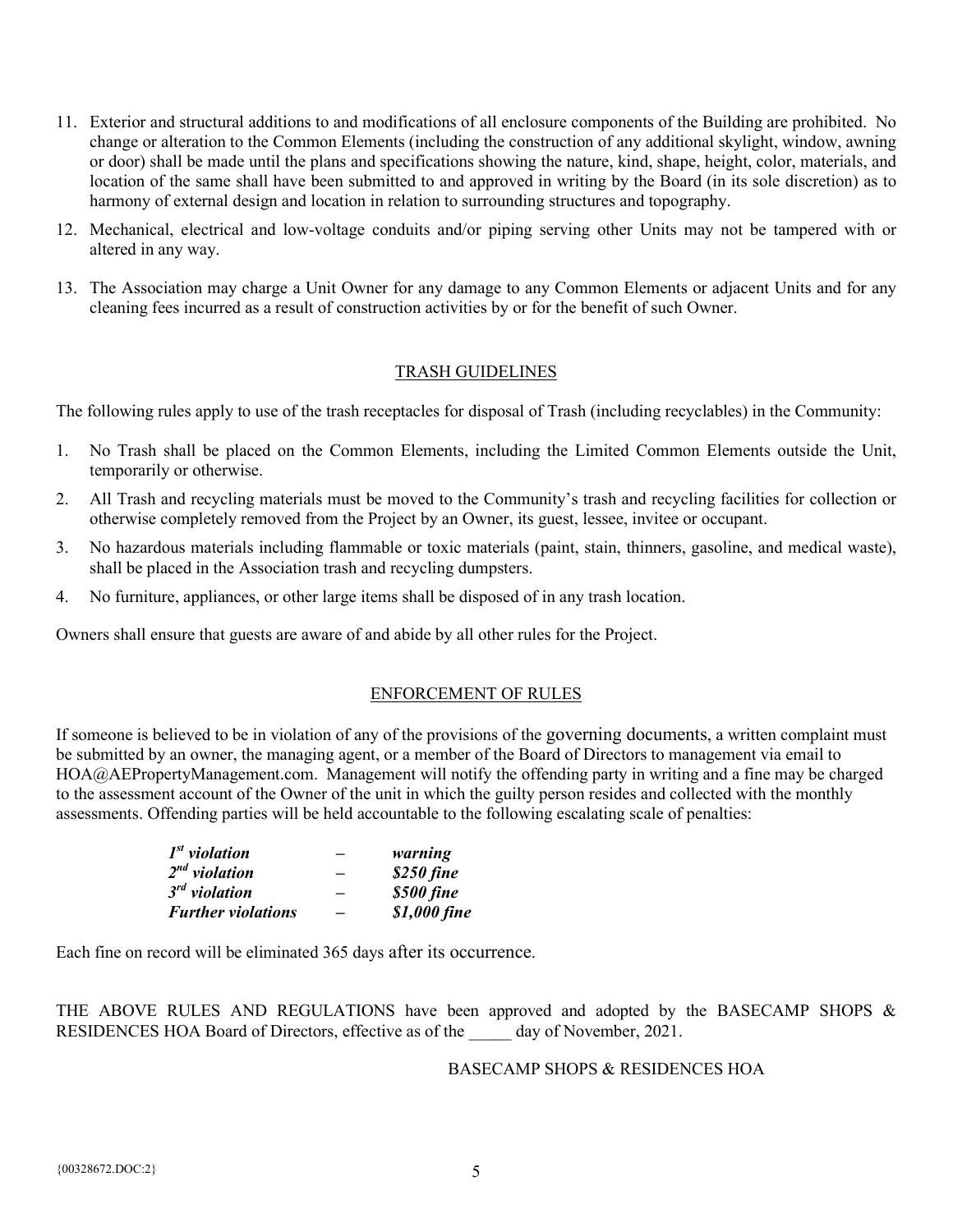11. Exterior and structural additions to and modifications of all enclosure components of the Building are prohibited. No change or alteration to the Common Elements (including the construction of any additional skylight, window, awning or door) shall be made until the plans and specifications showing the nature, kind, shape, height, color, materials, and location of the same shall have been submitted to and approved in writing by the Board (in its sole discretion) as to harmony of external design and location in relation to surrounding structures and topography.
12. Mechanical, electrical and low-voltage conduits and/or piping serving other Units may not be tampered with or altered in any way.
13. The Association may charge a Unit Owner for any damage to any Common Elements or adjacent Units and for any cleaning fees incurred as a result of construction activities by or for the benefit of such Owner.

## TRASH GUIDELINES

The following rules apply to use of the trash receptacles for disposal of Trash (including recyclables) in the Community:

1. No Trash shall be placed on the Common Elements, including the Limited Common Elements outside the Unit, temporarily or otherwise.
2. All Trash and recycling materials must be moved to the Community's trash and recycling facilities for collection or otherwise completely removed from the Project by an Owner, its guest, lessee, invitee or occupant.
3. No hazardous materials including flammable or toxic materials (paint, stain, thinners, gasoline, and medical waste), shall be placed in the Association trash and recycling dumpsters.
4. No furniture, appliances, or other large items shall be disposed of in any trash location.

Owners shall ensure that guests are aware of and abide by all other rules for the Project.

## ENFORCEMENT OF RULES

If someone is believed to be in violation of any of the provisions of the governing documents, a written complaint must be submitted by an owner, the managing agent, or a member of the Board of Directors to management via email to HOA@AEPropertyManagement.com. Management will notify the offending party in writing and a fine may be charged to the assessment account of the Owner of the unit in which the guilty person resides and collected with the monthly assessments. Offending parties will be held accountable to the following escalating scale of penalties:

***1st violation – warning***
***2nd violation – $250 fine***
***3rd violation – $500 fine***
***Further violations – $1,000 fine***

Each fine on record will be eliminated 365 days after its occurrence.

THE ABOVE RULES AND REGULATIONS have been approved and adopted by the BASECAMP SHOPS & RESIDENCES HOA Board of Directors, effective as of the _____ day of November, 2021.

BASECAMP SHOPS & RESIDENCES HOA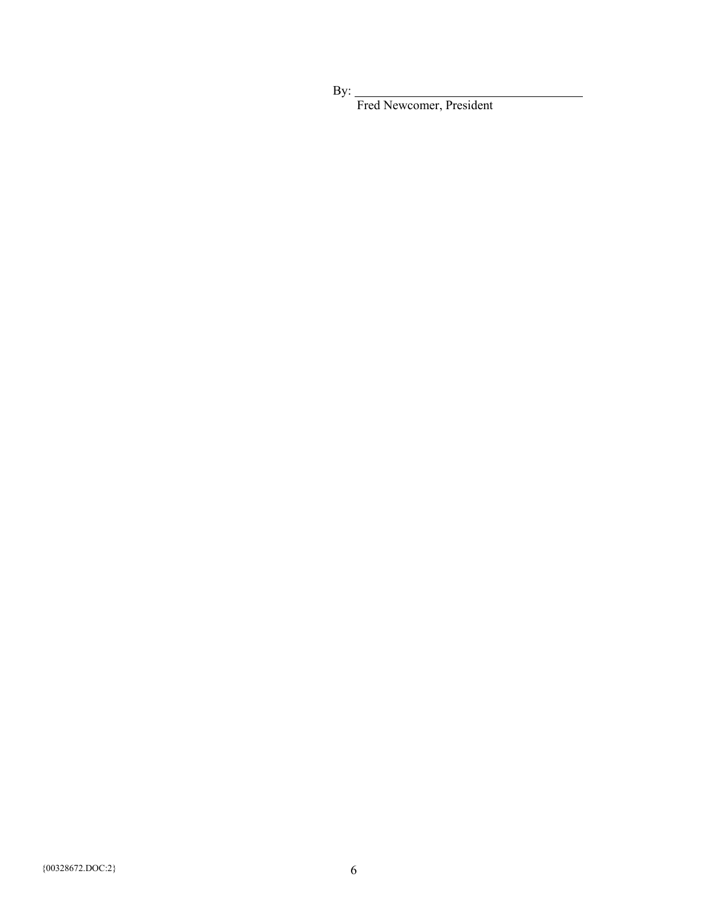By: \_\_\_\_\_\_\_\_\_\_\_\_\_\_\_\_\_\_\_\_\_\_\_\_\_\_\_\_\_\_\_\_\_\_\_\_

Fred Newcomer, President

{00328672.DOC:2}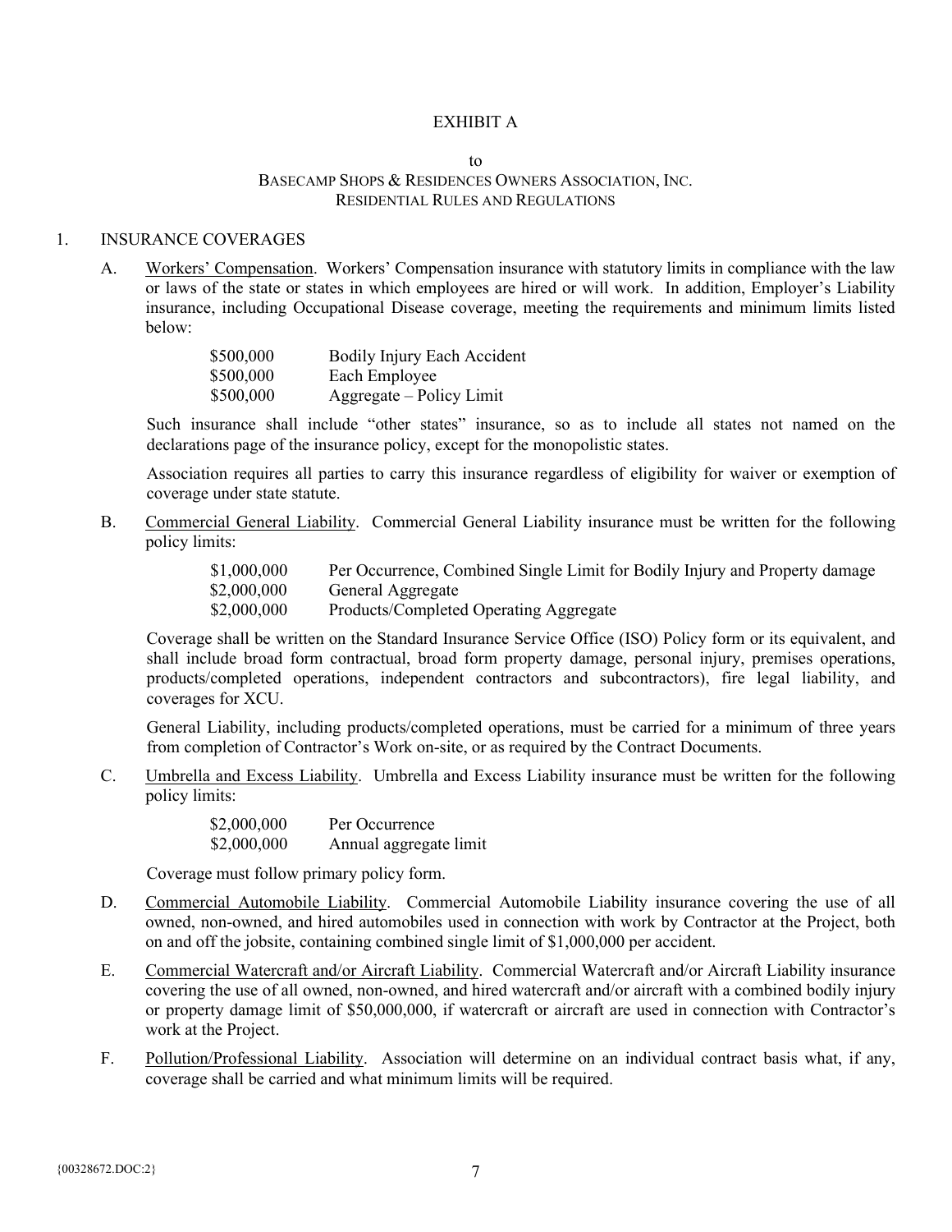# EXHIBIT A

to

BASECAMP SHOPS & RESIDENCES OWNERS ASSOCIATION, INC.
RESIDENTIAL RULES AND REGULATIONS

## 1. INSURANCE COVERAGES

A. Workers' Compensation. Workers' Compensation insurance with statutory limits in compliance with the law or laws of the state or states in which employees are hired or will work. In addition, Employer's Liability insurance, including Occupational Disease coverage, meeting the requirements and minimum limits listed below:

| | |
|---|---|
| \$500,000 | Bodily Injury Each Accident |
| \$500,000 | Each Employee |
| \$500,000 | Aggregate – Policy Limit |

Such insurance shall include "other states" insurance, so as to include all states not named on the declarations page of the insurance policy, except for the monopolistic states.

Association requires all parties to carry this insurance regardless of eligibility for waiver or exemption of coverage under state statute.

B. Commercial General Liability. Commercial General Liability insurance must be written for the following policy limits:

| | |
|---|---|
| \$1,000,000 | Per Occurrence, Combined Single Limit for Bodily Injury and Property damage |
| \$2,000,000 | General Aggregate |
| \$2,000,000 | Products/Completed Operating Aggregate |

Coverage shall be written on the Standard Insurance Service Office (ISO) Policy form or its equivalent, and shall include broad form contractual, broad form property damage, personal injury, premises operations, products/completed operations, independent contractors and subcontractors), fire legal liability, and coverages for XCU.

General Liability, including products/completed operations, must be carried for a minimum of three years from completion of Contractor's Work on-site, or as required by the Contract Documents.

C. Umbrella and Excess Liability. Umbrella and Excess Liability insurance must be written for the following policy limits:

| | |
|---|---|
| \$2,000,000 | Per Occurrence |
| \$2,000,000 | Annual aggregate limit |

Coverage must follow primary policy form.

D. Commercial Automobile Liability. Commercial Automobile Liability insurance covering the use of all owned, non-owned, and hired automobiles used in connection with work by Contractor at the Project, both on and off the jobsite, containing combined single limit of \$1,000,000 per accident.

E. Commercial Watercraft and/or Aircraft Liability. Commercial Watercraft and/or Aircraft Liability insurance covering the use of all owned, non-owned, and hired watercraft and/or aircraft with a combined bodily injury or property damage limit of \$50,000,000, if watercraft or aircraft are used in connection with Contractor's work at the Project.

F. Pollution/Professional Liability. Association will determine on an individual contract basis what, if any, coverage shall be carried and what minimum limits will be required.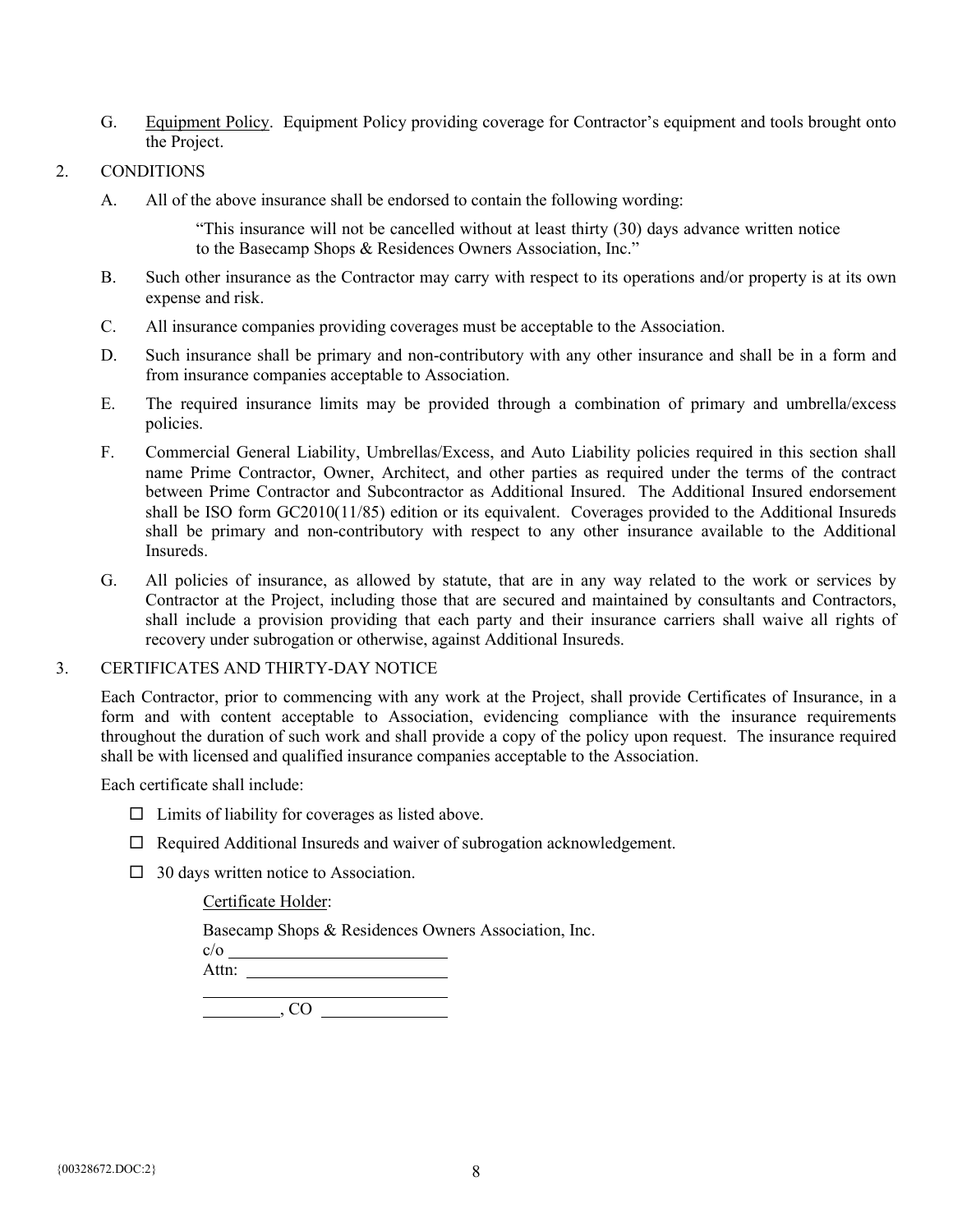G. Equipment Policy. Equipment Policy providing coverage for Contractor's equipment and tools brought onto the Project.

2. CONDITIONS

A. All of the above insurance shall be endorsed to contain the following wording:

> "This insurance will not be cancelled without at least thirty (30) days advance written notice to the Basecamp Shops & Residences Owners Association, Inc."

B. Such other insurance as the Contractor may carry with respect to its operations and/or property is at its own expense and risk.

C. All insurance companies providing coverages must be acceptable to the Association.

D. Such insurance shall be primary and non-contributory with any other insurance and shall be in a form and from insurance companies acceptable to Association.

E. The required insurance limits may be provided through a combination of primary and umbrella/excess policies.

F. Commercial General Liability, Umbrellas/Excess, and Auto Liability policies required in this section shall name Prime Contractor, Owner, Architect, and other parties as required under the terms of the contract between Prime Contractor and Subcontractor as Additional Insured. The Additional Insured endorsement shall be ISO form GC2010(11/85) edition or its equivalent. Coverages provided to the Additional Insureds shall be primary and non-contributory with respect to any other insurance available to the Additional Insureds.

G. All policies of insurance, as allowed by statute, that are in any way related to the work or services by Contractor at the Project, including those that are secured and maintained by consultants and Contractors, shall include a provision providing that each party and their insurance carriers shall waive all rights of recovery under subrogation or otherwise, against Additional Insureds.

3. CERTIFICATES AND THIRTY-DAY NOTICE

Each Contractor, prior to commencing with any work at the Project, shall provide Certificates of Insurance, in a form and with content acceptable to Association, evidencing compliance with the insurance requirements throughout the duration of such work and shall provide a copy of the policy upon request. The insurance required shall be with licensed and qualified insurance companies acceptable to the Association.

Each certificate shall include:

- ☐ Limits of liability for coverages as listed above.
- ☐ Required Additional Insureds and waiver of subrogation acknowledgement.
- ☐ 30 days written notice to Association.

Certificate Holder:

Basecamp Shops & Residences Owners Association, Inc.
c/o ____________________
Attn: ____________________
____________________
__________, CO __________